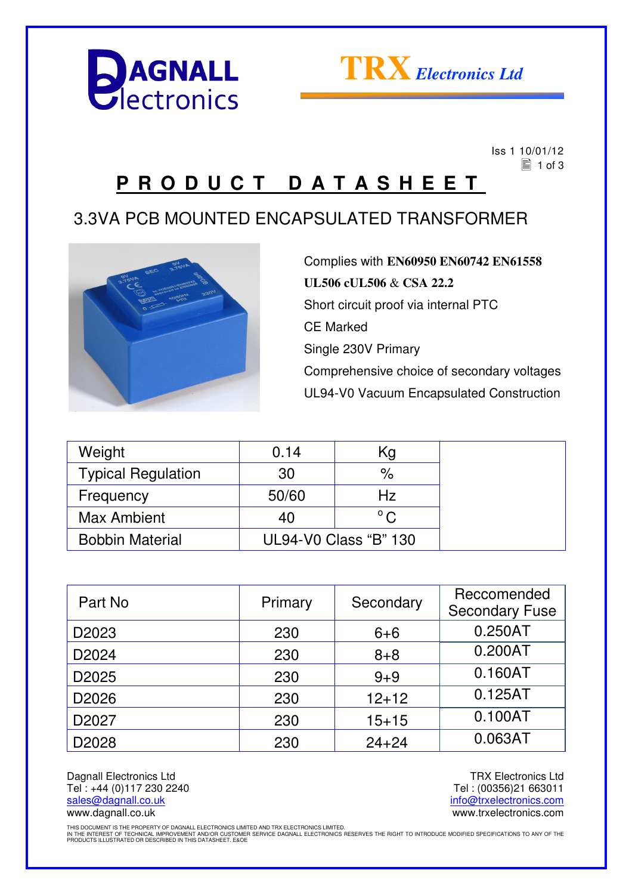DAGNALL Electronics

TRX Electronics Ltd

Iss 1 10/01/12

# PRODUCT DATASHEET

## 3.3VA PCB MOUNTED ENCAPSULATED TRANSFORMER

Complies with **EN60950 EN60742 EN61558 UL506 cUL506** & **CSA 22.2**

Short circuit proof via internal PTC

CE Marked

Single 230V Primary

Comprehensive choice of secondary voltages

UL94-V0 Vacuum Encapsulated Construction

| Weight | 0.14 | Kg |
|---|---|---|
| Typical Regulation | 30 | % |
| Frequency | 50/60 | Hz |
| Max Ambient | 40 | °C |
| Bobbin Material | UL94-V0 Class "B" 130 | |

| Part No | Primary | Secondary | Reccomended Secondary Fuse |
|---|---|---|---|
| D2023 | 230 | 6+6 | 0.250AT |
| D2024 | 230 | 8+8 | 0.200AT |
| D2025 | 230 | 9+9 | 0.160AT |
| D2026 | 230 | 12+12 | 0.125AT |
| D2027 | 230 | 15+15 | 0.100AT |
| D2028 | 230 | 24+24 | 0.063AT |

Dagnall Electronics Ltd
Tel : +44 (0)117 230 2240
sales@dagnall.co.uk
www.dagnall.co.uk

TRX Electronics Ltd
Tel : (00356)21 663011
info@trxelectronics.com
www.trxelectronics.com

THIS DOCUMENT IS THE PROPERTY OF DAGNALL ELECTRONICS LIMITED AND TRX ELECTRONICS LIMITED.
IN THE INTEREST OF TECHNICAL IMPROVEMENT AND/OR CUSTOMER SERVICE DAGNALL ELECTRONICS RESERVES THE RIGHT TO INTRODUCE MODIFIED SPECIFICATIONS TO ANY OF THE PRODUCTS ILLUSTRATED OR DESCRIBED IN THIS DATASHEET. E&OE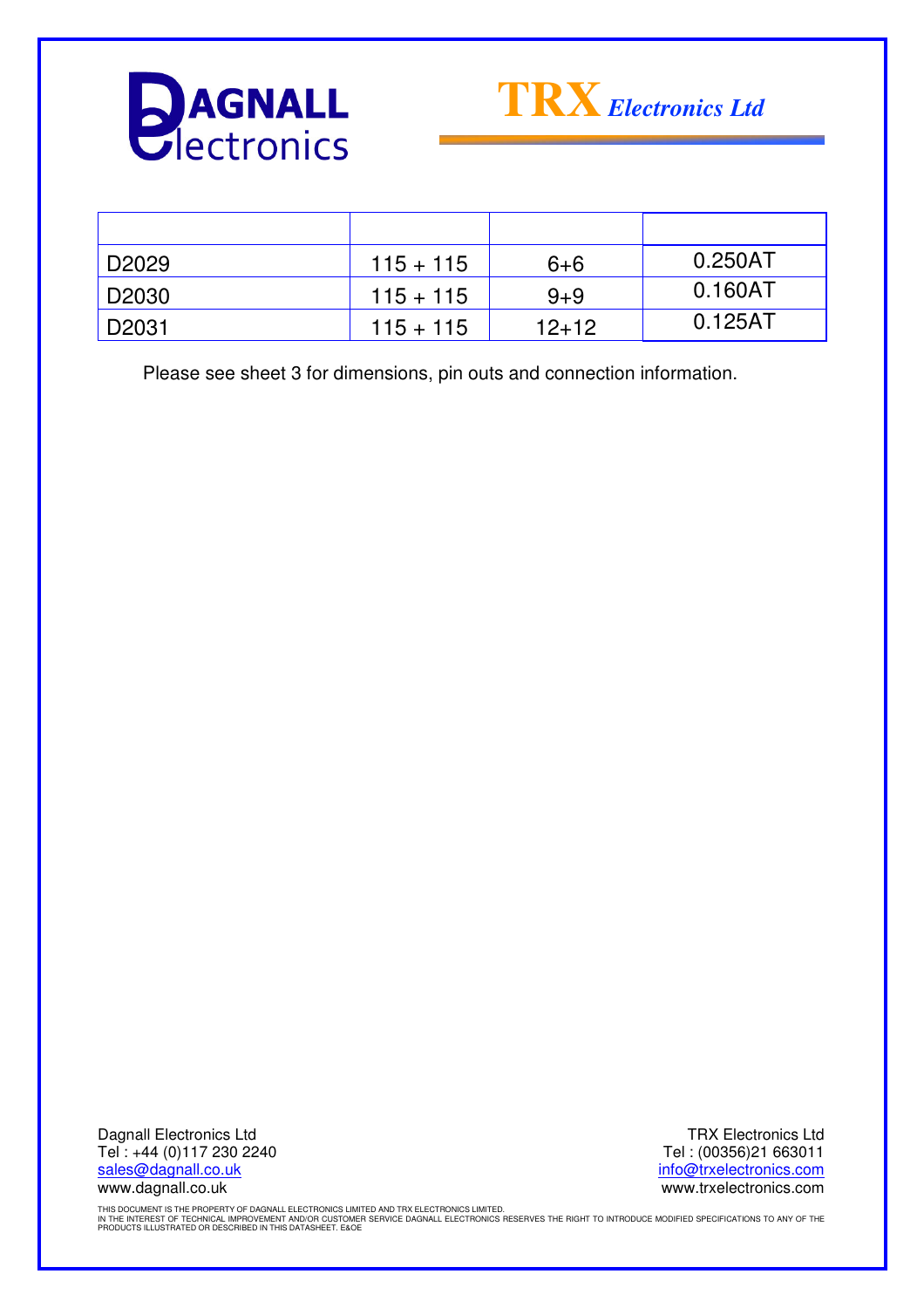| | | | |
|---|---|---|---|
| D2029 | 115 + 115 | 6+6 | 0.250AT |
| D2030 | 115 + 115 | 9+9 | 0.160AT |
| D2031 | 115 + 115 | 12+12 | 0.125AT |

Please see sheet 3 for dimensions, pin outs and connection information.

Dagnall Electronics Ltd
Tel : +44 (0)117 230 2240
sales@dagnall.co.uk
www.dagnall.co.uk

TRX Electronics Ltd
Tel : (00356)21 663011
info@trxelectronics.com
www.trxelectronics.com

THIS DOCUMENT IS THE PROPERTY OF DAGNALL ELECTRONICS LIMITED AND TRX ELECTRONICS LIMITED.
IN THE INTEREST OF TECHNICAL IMPROVEMENT AND/OR CUSTOMER SERVICE DAGNALL ELECTRONICS RESERVES THE RIGHT TO INTRODUCE MODIFIED SPECIFICATIONS TO ANY OF THE PRODUCTS ILLUSTRATED OR DESCRIBED IN THIS DATASHEET. E&OE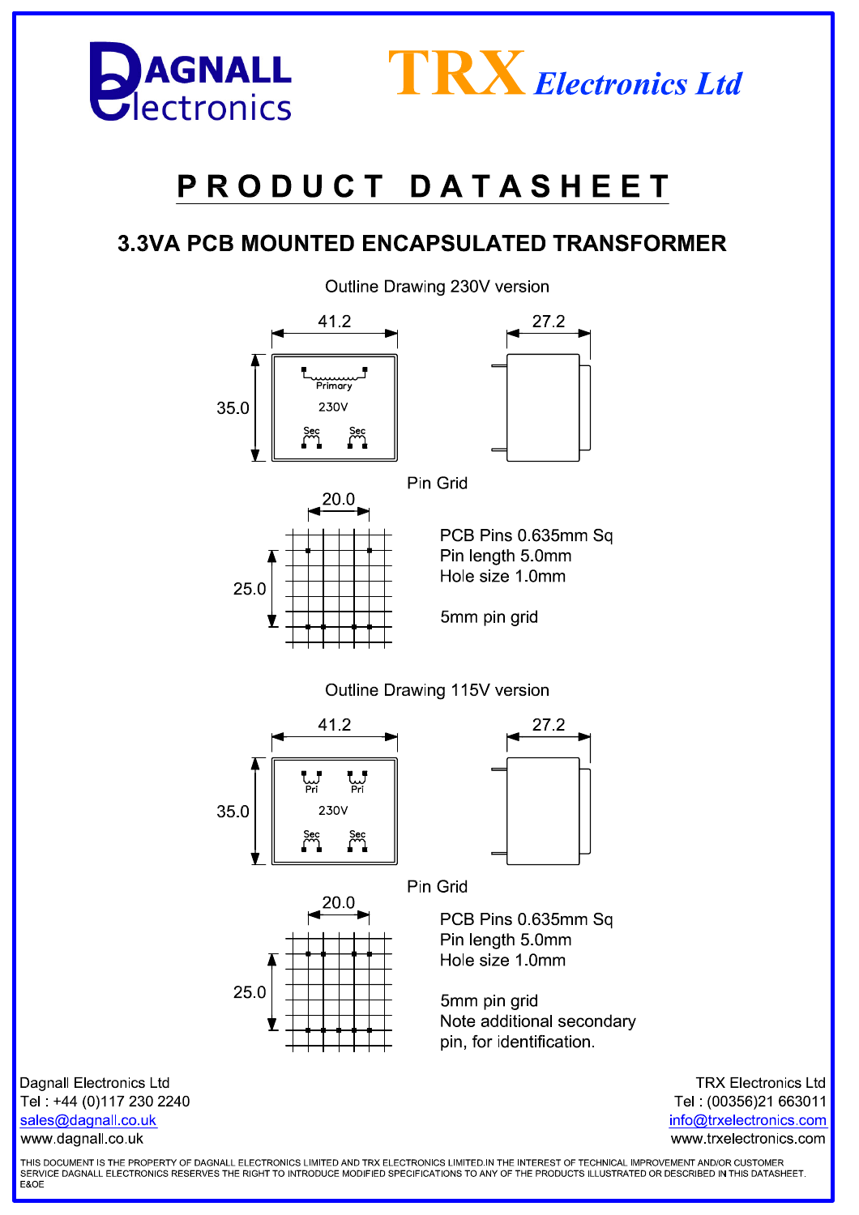DAGNALL Electronics    TRX Electronics Ltd

# PRODUCT DATASHEET

## 3.3VA PCB MOUNTED ENCAPSULATED TRANSFORMER

Outline Drawing 230V version

41.2

27.2

35.0

Primary

230V

Sec Sec

Pin Grid

20.0

25.0

PCB Pins 0.635mm Sq
Pin length 5.0mm
Hole size 1.0mm

5mm pin grid

Outline Drawing 115V version

41.2

27.2

35.0

Pri Pri

230V

Sec Sec

Pin Grid

20.0

25.0

PCB Pins 0.635mm Sq
Pin length 5.0mm
Hole size 1.0mm

5mm pin grid
Note additional secondary pin, for identification.

Dagnall Electronics Ltd
Tel : +44 (0)117 230 2240
sales@dagnall.co.uk
www.dagnall.co.uk

TRX Electronics Ltd
Tel : (00356)21 663011
info@trxelectronics.com
www.trxelectronics.com

THIS DOCUMENT IS THE PROPERTY OF DAGNALL ELECTRONICS LIMITED AND TRX ELECTRONICS LIMITED.IN THE INTEREST OF TECHNICAL IMPROVEMENT AND/OR CUSTOMER SERVICE DAGNALL ELECTRONICS RESERVES THE RIGHT TO INTRODUCE MODIFIED SPECIFICATIONS TO ANY OF THE PRODUCTS ILLUSTRATED OR DESCRIBED IN THIS DATASHEET. E&OE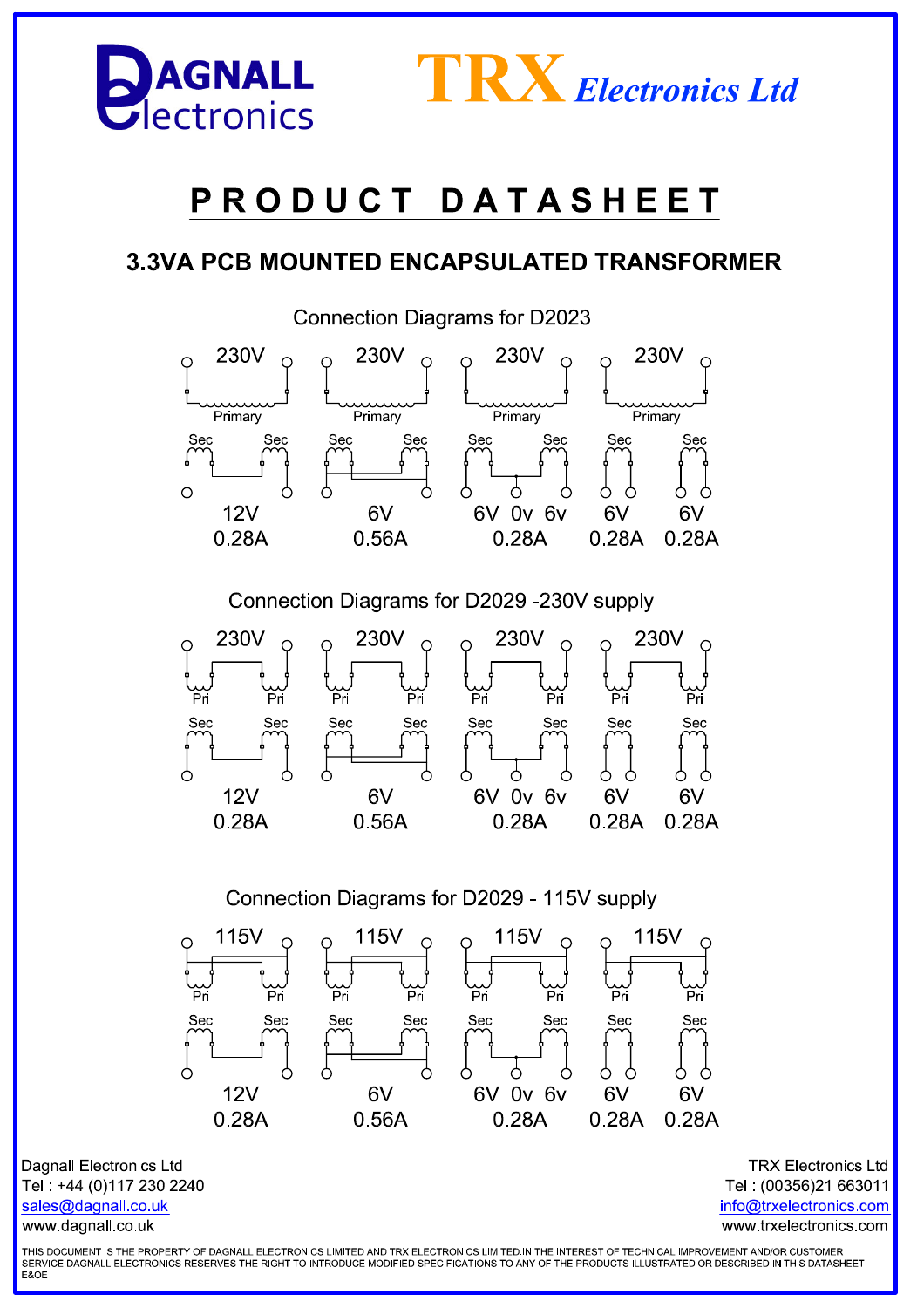DAGNALL Electronics

TRX Electronics Ltd

# PRODUCT DATASHEET

## 3.3VA PCB MOUNTED ENCAPSULATED TRANSFORMER

### Connection Diagrams for D2023

230V 230V 230V 230V

Primary Primary Primary Primary

Sec Sec Sec Sec Sec Sec Sec Sec

12V 0.28A

6V 0.56A

6V 0v 6v 0.28A

6V 0.28A 6V 0.28A

### Connection Diagrams for D2029 -230V supply

230V 230V 230V 230V

Pri Pri Pri Pri Pri Pri Pri Pri

Sec Sec Sec Sec Sec Sec Sec Sec

12V 0.28A

6V 0.56A

6V 0v 6v 0.28A

6V 0.28A 6V 0.28A

### Connection Diagrams for D2029 - 115V supply

115V 115V 115V 115V

Pri Pri Pri Pri Pri Pri Pri Pri

Sec Sec Sec Sec Sec Sec Sec Sec

12V 0.28A

6V 0.56A

6V 0v 6v 0.28A

6V 0.28A 6V 0.28A

Dagnall Electronics Ltd
Tel : +44 (0)117 230 2240
sales@dagnall.co.uk
www.dagnall.co.uk

TRX Electronics Ltd
Tel : (00356)21 663011
info@trxelectronics.com
www.trxelectronics.com

THIS DOCUMENT IS THE PROPERTY OF DAGNALL ELECTRONICS LIMITED AND TRX ELECTRONICS LIMITED.IN THE INTEREST OF TECHNICAL IMPROVEMENT AND/OR CUSTOMER SERVICE DAGNALL ELECTRONICS RESERVES THE RIGHT TO INTRODUCE MODIFIED SPECIFICATIONS TO ANY OF THE PRODUCTS ILLUSTRATED OR DESCRIBED IN THIS DATASHEET. E&OE